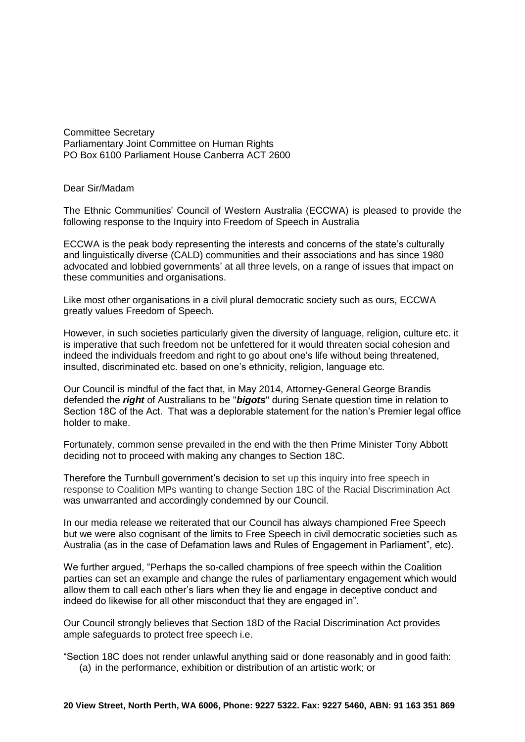Committee Secretary
Parliamentary Joint Committee on Human Rights
PO Box 6100 Parliament House Canberra ACT 2600

Dear Sir/Madam

The Ethnic Communities' Council of Western Australia (ECCWA) is pleased to provide the following response to the Inquiry into Freedom of Speech in Australia

ECCWA is the peak body representing the interests and concerns of the state's culturally and linguistically diverse (CALD) communities and their associations and has since 1980 advocated and lobbied governments' at all three levels, on a range of issues that impact on these communities and organisations.

Like most other organisations in a civil plural democratic society such as ours, ECCWA greatly values Freedom of Speech.

However, in such societies particularly given the diversity of language, religion, culture etc. it is imperative that such freedom not be unfettered for it would threaten social cohesion and indeed the individuals freedom and right to go about one's life without being threatened, insulted, discriminated etc. based on one's ethnicity, religion, language etc.

Our Council is mindful of the fact that, in May 2014, Attorney-General George Brandis defended the ***right*** of Australians to be "***bigots***" during Senate question time in relation to Section 18C of the Act. That was a deplorable statement for the nation's Premier legal office holder to make.

Fortunately, common sense prevailed in the end with the then Prime Minister Tony Abbott deciding not to proceed with making any changes to Section 18C.

Therefore the Turnbull government's decision to set up this inquiry into free speech in response to Coalition MPs wanting to change Section 18C of the Racial Discrimination Act was unwarranted and accordingly condemned by our Council.

In our media release we reiterated that our Council has always championed Free Speech but we were also cognisant of the limits to Free Speech in civil democratic societies such as Australia (as in the case of Defamation laws and Rules of Engagement in Parliament", etc).

We further argued, "Perhaps the so-called champions of free speech within the Coalition parties can set an example and change the rules of parliamentary engagement which would allow them to call each other's liars when they lie and engage in deceptive conduct and indeed do likewise for all other misconduct that they are engaged in".

Our Council strongly believes that Section 18D of the Racial Discrimination Act provides ample safeguards to protect free speech i.e.

"Section 18C does not render unlawful anything said or done reasonably and in good faith:

(a) in the performance, exhibition or distribution of an artistic work; or

**20 View Street, North Perth, WA 6006, Phone: 9227 5322. Fax: 9227 5460, ABN: 91 163 351 869**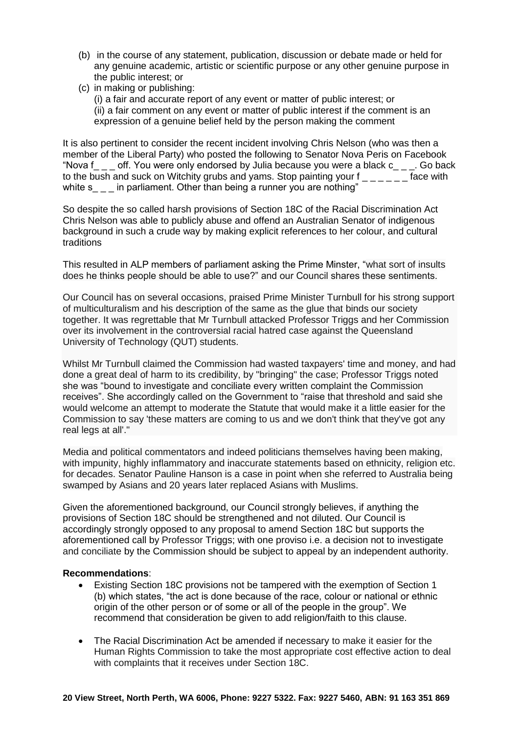(b) in the course of any statement, publication, discussion or debate made or held for any genuine academic, artistic or scientific purpose or any other genuine purpose in the public interest; or

(c) in making or publishing:

(i) a fair and accurate report of any event or matter of public interest; or

(ii) a fair comment on any event or matter of public interest if the comment is an expression of a genuine belief held by the person making the comment

It is also pertinent to consider the recent incident involving Chris Nelson (who was then a member of the Liberal Party) who posted the following to Senator Nova Peris on Facebook "Nova f_ _ _ off. You were only endorsed by Julia because you were a black c_ _ _. Go back to the bush and suck on Witchity grubs and yams. Stop painting your f _ _ _ _ _ _ face with white s_ _ _ in parliament. Other than being a runner you are nothing"

So despite the so called harsh provisions of Section 18C of the Racial Discrimination Act Chris Nelson was able to publicly abuse and offend an Australian Senator of indigenous background in such a crude way by making explicit references to her colour, and cultural traditions

This resulted in ALP members of parliament asking the Prime Minster, "what sort of insults does he thinks people should be able to use?" and our Council shares these sentiments.

Our Council has on several occasions, praised Prime Minister Turnbull for his strong support of multiculturalism and his description of the same as the glue that binds our society together. It was regrettable that Mr Turnbull attacked Professor Triggs and her Commission over its involvement in the controversial racial hatred case against the Queensland University of Technology (QUT) students.

Whilst Mr Turnbull claimed the Commission had wasted taxpayers' time and money, and had done a great deal of harm to its credibility, by "bringing" the case; Professor Triggs noted she was "bound to investigate and conciliate every written complaint the Commission receives". She accordingly called on the Government to "raise that threshold and said she would welcome an attempt to moderate the Statute that would make it a little easier for the Commission to say 'these matters are coming to us and we don't think that they've got any real legs at all'."

Media and political commentators and indeed politicians themselves having been making, with impunity, highly inflammatory and inaccurate statements based on ethnicity, religion etc. for decades. Senator Pauline Hanson is a case in point when she referred to Australia being swamped by Asians and 20 years later replaced Asians with Muslims.

Given the aforementioned background, our Council strongly believes, if anything the provisions of Section 18C should be strengthened and not diluted. Our Council is accordingly strongly opposed to any proposal to amend Section 18C but supports the aforementioned call by Professor Triggs; with one proviso i.e. a decision not to investigate and conciliate by the Commission should be subject to appeal by an independent authority.

**Recommendations**:

- Existing Section 18C provisions not be tampered with the exemption of Section 1 (b) which states, "the act is done because of the race, colour or national or ethnic origin of the other person or of some or all of the people in the group". We recommend that consideration be given to add religion/faith to this clause.

- The Racial Discrimination Act be amended if necessary to make it easier for the Human Rights Commission to take the most appropriate cost effective action to deal with complaints that it receives under Section 18C.

**20 View Street, North Perth, WA 6006, Phone: 9227 5322. Fax: 9227 5460, ABN: 91 163 351 869**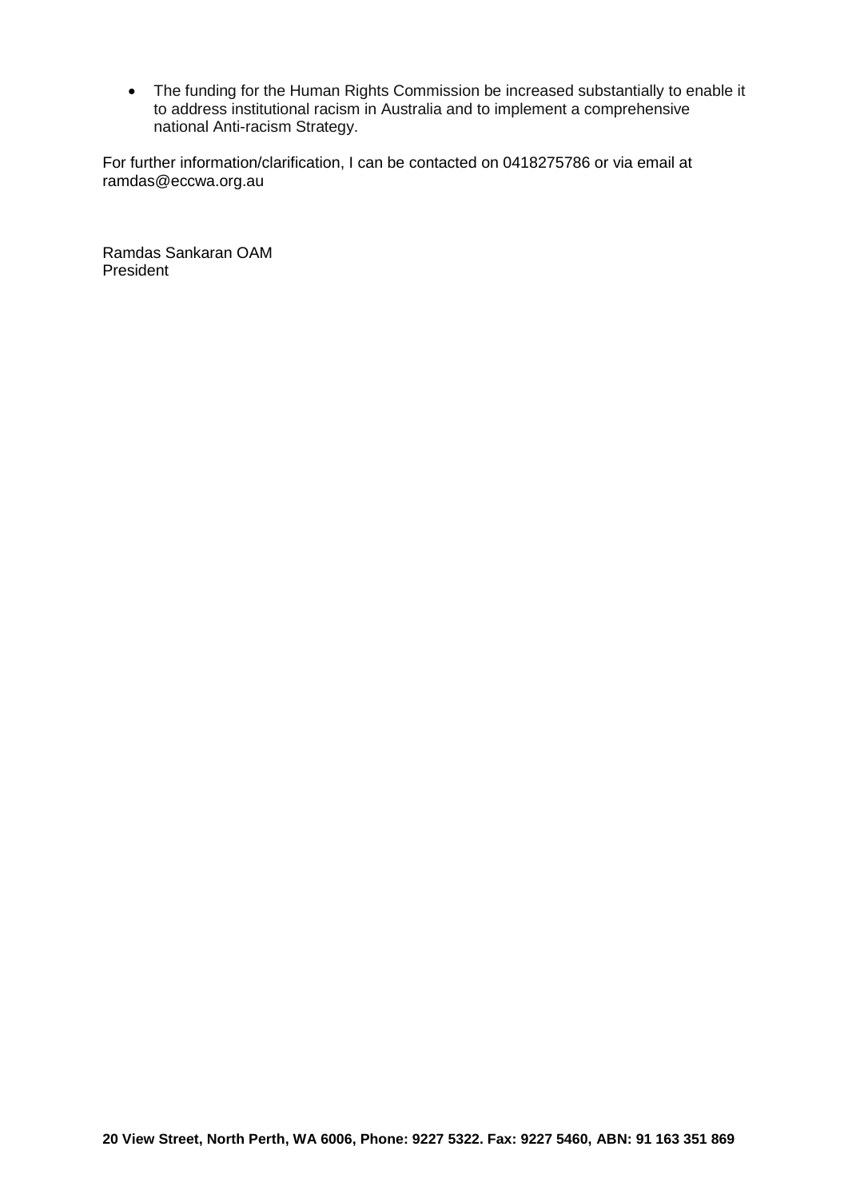- The funding for the Human Rights Commission be increased substantially to enable it to address institutional racism in Australia and to implement a comprehensive national Anti-racism Strategy.

For further information/clarification, I can be contacted on 0418275786 or via email at ramdas@eccwa.org.au

Ramdas Sankaran OAM
President

**20 View Street, North Perth, WA 6006, Phone: 9227 5322. Fax: 9227 5460, ABN: 91 163 351 869**